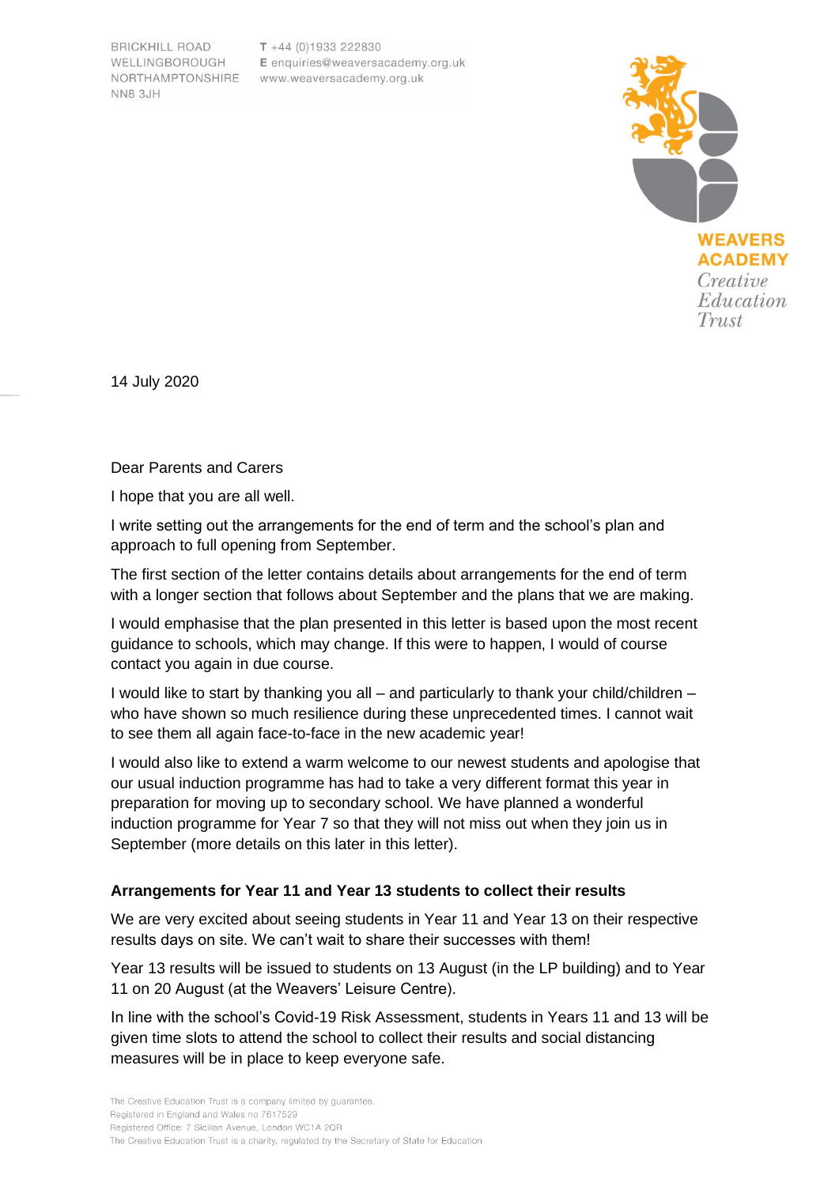BRICKHILL ROAD
WELLINGBOROUGH
NORTHAMPTONSHIRE
NN8 3JH

T +44 (0)1933 222830
E enquiries@weaversacademy.org.uk
www.weaversacademy.org.uk

WEAVERS ACADEMY
*Creative Education Trust*

14 July 2020

Dear Parents and Carers

I hope that you are all well.

I write setting out the arrangements for the end of term and the school's plan and approach to full opening from September.

The first section of the letter contains details about arrangements for the end of term with a longer section that follows about September and the plans that we are making.

I would emphasise that the plan presented in this letter is based upon the most recent guidance to schools, which may change. If this were to happen, I would of course contact you again in due course.

I would like to start by thanking you all – and particularly to thank your child/children – who have shown so much resilience during these unprecedented times. I cannot wait to see them all again face-to-face in the new academic year!

I would also like to extend a warm welcome to our newest students and apologise that our usual induction programme has had to take a very different format this year in preparation for moving up to secondary school. We have planned a wonderful induction programme for Year 7 so that they will not miss out when they join us in September (more details on this later in this letter).

**Arrangements for Year 11 and Year 13 students to collect their results**

We are very excited about seeing students in Year 11 and Year 13 on their respective results days on site. We can't wait to share their successes with them!

Year 13 results will be issued to students on 13 August (in the LP building) and to Year 11 on 20 August (at the Weavers' Leisure Centre).

In line with the school's Covid-19 Risk Assessment, students in Years 11 and 13 will be given time slots to attend the school to collect their results and social distancing measures will be in place to keep everyone safe.

The Creative Education Trust is a company limited by guarantee.
Registered in England and Wales no 7617529
Registered Office: 7 Sicilian Avenue, London WC1A 2QR
The Creative Education Trust is a charity, regulated by the Secretary of State for Education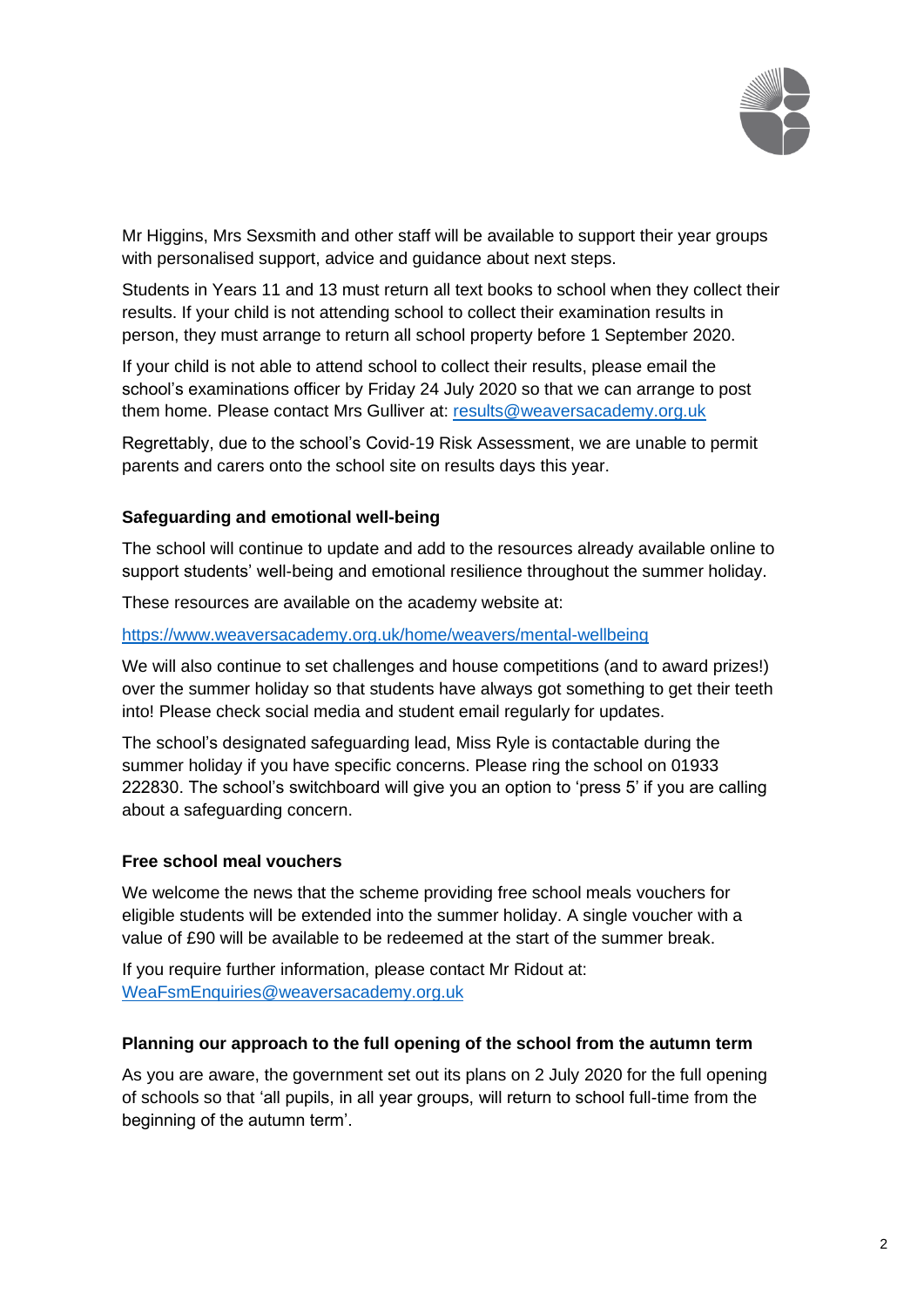Mr Higgins, Mrs Sexsmith and other staff will be available to support their year groups with personalised support, advice and guidance about next steps.

Students in Years 11 and 13 must return all text books to school when they collect their results. If your child is not attending school to collect their examination results in person, they must arrange to return all school property before 1 September 2020.

If your child is not able to attend school to collect their results, please email the school's examinations officer by Friday 24 July 2020 so that we can arrange to post them home. Please contact Mrs Gulliver at: results@weaversacademy.org.uk

Regrettably, due to the school's Covid-19 Risk Assessment, we are unable to permit parents and carers onto the school site on results days this year.

**Safeguarding and emotional well-being**

The school will continue to update and add to the resources already available online to support students' well-being and emotional resilience throughout the summer holiday.

These resources are available on the academy website at:

https://www.weaversacademy.org.uk/home/weavers/mental-wellbeing

We will also continue to set challenges and house competitions (and to award prizes!) over the summer holiday so that students have always got something to get their teeth into! Please check social media and student email regularly for updates.

The school's designated safeguarding lead, Miss Ryle is contactable during the summer holiday if you have specific concerns. Please ring the school on 01933 222830. The school's switchboard will give you an option to 'press 5' if you are calling about a safeguarding concern.

**Free school meal vouchers**

We welcome the news that the scheme providing free school meals vouchers for eligible students will be extended into the summer holiday. A single voucher with a value of £90 will be available to be redeemed at the start of the summer break.

If you require further information, please contact Mr Ridout at: WeaFsmEnquiries@weaversacademy.org.uk

**Planning our approach to the full opening of the school from the autumn term**

As you are aware, the government set out its plans on 2 July 2020 for the full opening of schools so that 'all pupils, in all year groups, will return to school full-time from the beginning of the autumn term'.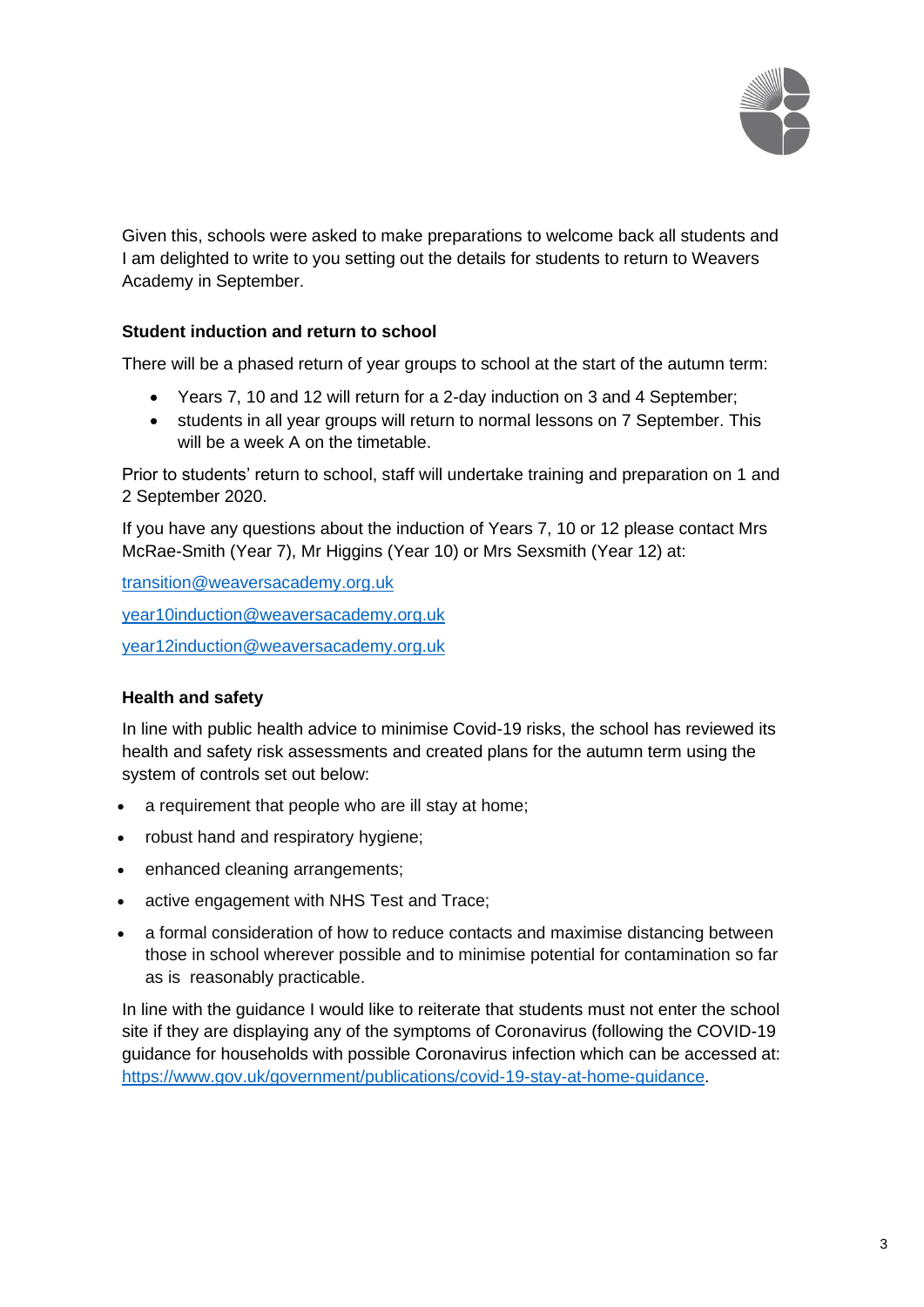Given this, schools were asked to make preparations to welcome back all students and I am delighted to write to you setting out the details for students to return to Weavers Academy in September.

**Student induction and return to school**

There will be a phased return of year groups to school at the start of the autumn term:

- Years 7, 10 and 12 will return for a 2-day induction on 3 and 4 September;
- students in all year groups will return to normal lessons on 7 September. This will be a week A on the timetable.

Prior to students' return to school, staff will undertake training and preparation on 1 and 2 September 2020.

If you have any questions about the induction of Years 7, 10 or 12 please contact Mrs McRae-Smith (Year 7), Mr Higgins (Year 10) or Mrs Sexsmith (Year 12) at:

transition@weaversacademy.org.uk

year10induction@weaversacademy.org.uk

year12induction@weaversacademy.org.uk

**Health and safety**

In line with public health advice to minimise Covid-19 risks, the school has reviewed its health and safety risk assessments and created plans for the autumn term using the system of controls set out below:

- a requirement that people who are ill stay at home;
- robust hand and respiratory hygiene;
- enhanced cleaning arrangements;
- active engagement with NHS Test and Trace;
- a formal consideration of how to reduce contacts and maximise distancing between those in school wherever possible and to minimise potential for contamination so far as is reasonably practicable.

In line with the guidance I would like to reiterate that students must not enter the school site if they are displaying any of the symptoms of Coronavirus (following the COVID-19 guidance for households with possible Coronavirus infection which can be accessed at: https://www.gov.uk/government/publications/covid-19-stay-at-home-guidance.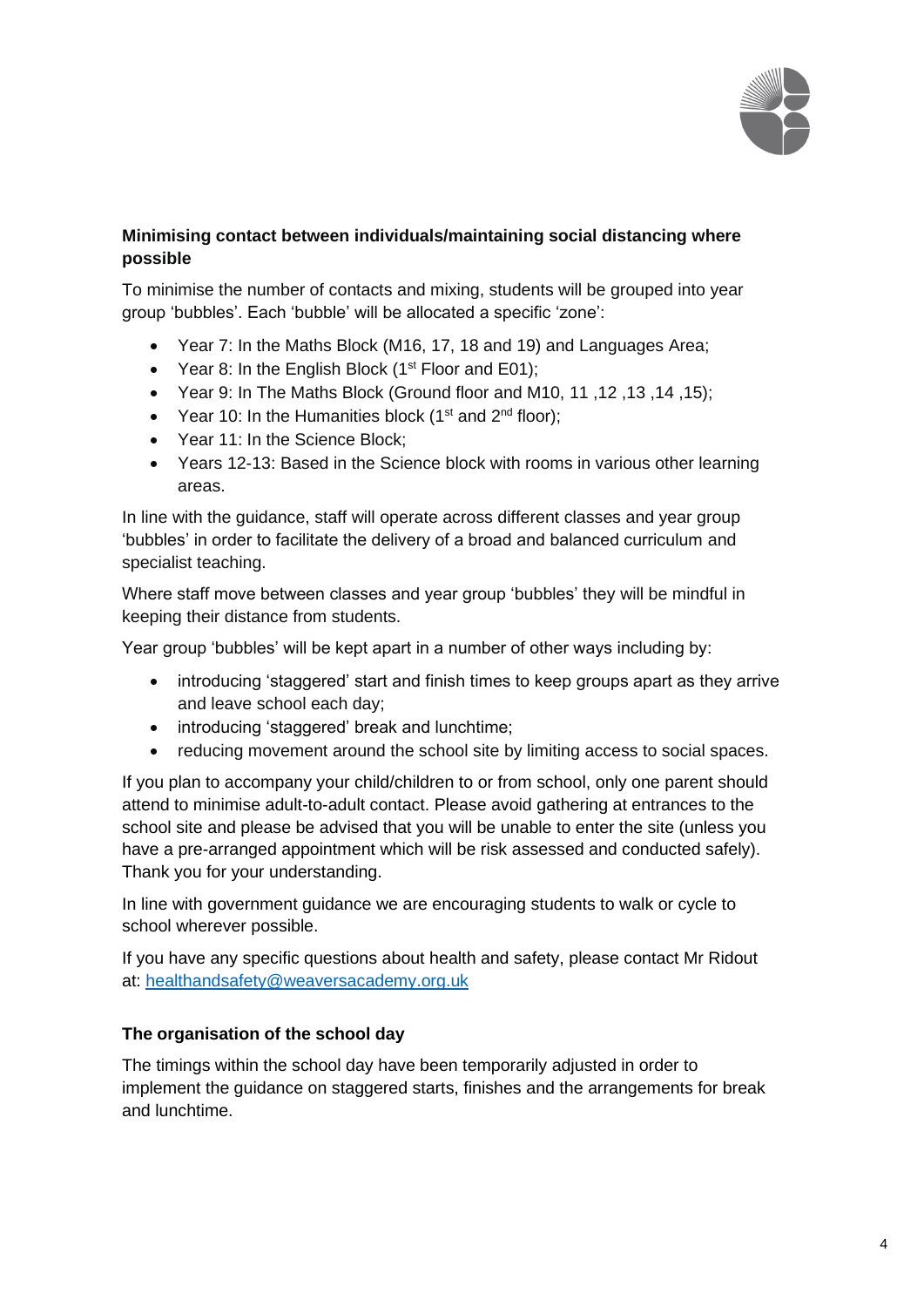**Minimising contact between individuals/maintaining social distancing where possible**

To minimise the number of contacts and mixing, students will be grouped into year group 'bubbles'. Each 'bubble' will be allocated a specific 'zone':

- Year 7: In the Maths Block (M16, 17, 18 and 19) and Languages Area;
- Year 8: In the English Block (1st Floor and E01);
- Year 9: In The Maths Block (Ground floor and M10, 11 ,12 ,13 ,14 ,15);
- Year 10: In the Humanities block (1st and 2nd floor);
- Year 11: In the Science Block;
- Years 12-13: Based in the Science block with rooms in various other learning areas.

In line with the guidance, staff will operate across different classes and year group 'bubbles' in order to facilitate the delivery of a broad and balanced curriculum and specialist teaching.

Where staff move between classes and year group 'bubbles' they will be mindful in keeping their distance from students.

Year group 'bubbles' will be kept apart in a number of other ways including by:

- introducing 'staggered' start and finish times to keep groups apart as they arrive and leave school each day;
- introducing 'staggered' break and lunchtime;
- reducing movement around the school site by limiting access to social spaces.

If you plan to accompany your child/children to or from school, only one parent should attend to minimise adult-to-adult contact. Please avoid gathering at entrances to the school site and please be advised that you will be unable to enter the site (unless you have a pre-arranged appointment which will be risk assessed and conducted safely). Thank you for your understanding.

In line with government guidance we are encouraging students to walk or cycle to school wherever possible.

If you have any specific questions about health and safety, please contact Mr Ridout at: healthandsafety@weaversacademy.org.uk

**The organisation of the school day**

The timings within the school day have been temporarily adjusted in order to implement the guidance on staggered starts, finishes and the arrangements for break and lunchtime.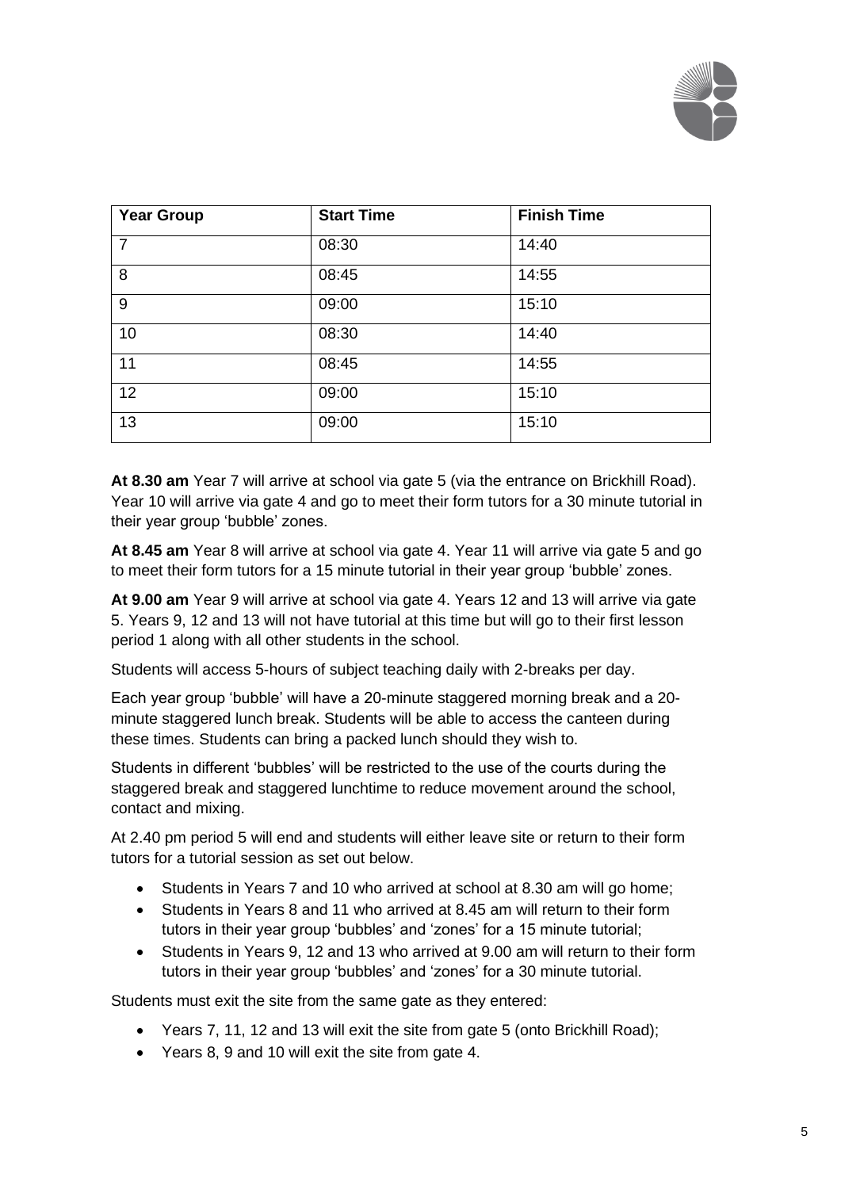| Year Group | Start Time | Finish Time |
|---|---|---|
| 7 | 08:30 | 14:40 |
| 8 | 08:45 | 14:55 |
| 9 | 09:00 | 15:10 |
| 10 | 08:30 | 14:40 |
| 11 | 08:45 | 14:55 |
| 12 | 09:00 | 15:10 |
| 13 | 09:00 | 15:10 |

**At 8.30 am** Year 7 will arrive at school via gate 5 (via the entrance on Brickhill Road). Year 10 will arrive via gate 4 and go to meet their form tutors for a 30 minute tutorial in their year group 'bubble' zones.

**At 8.45 am** Year 8 will arrive at school via gate 4. Year 11 will arrive via gate 5 and go to meet their form tutors for a 15 minute tutorial in their year group 'bubble' zones.

**At 9.00 am** Year 9 will arrive at school via gate 4. Years 12 and 13 will arrive via gate 5. Years 9, 12 and 13 will not have tutorial at this time but will go to their first lesson period 1 along with all other students in the school.

Students will access 5-hours of subject teaching daily with 2-breaks per day.

Each year group 'bubble' will have a 20-minute staggered morning break and a 20-minute staggered lunch break. Students will be able to access the canteen during these times. Students can bring a packed lunch should they wish to.

Students in different 'bubbles' will be restricted to the use of the courts during the staggered break and staggered lunchtime to reduce movement around the school, contact and mixing.

At 2.40 pm period 5 will end and students will either leave site or return to their form tutors for a tutorial session as set out below.

- Students in Years 7 and 10 who arrived at school at 8.30 am will go home;
- Students in Years 8 and 11 who arrived at 8.45 am will return to their form tutors in their year group 'bubbles' and 'zones' for a 15 minute tutorial;
- Students in Years 9, 12 and 13 who arrived at 9.00 am will return to their form tutors in their year group 'bubbles' and 'zones' for a 30 minute tutorial.

Students must exit the site from the same gate as they entered:

- Years 7, 11, 12 and 13 will exit the site from gate 5 (onto Brickhill Road);
- Years 8, 9 and 10 will exit the site from gate 4.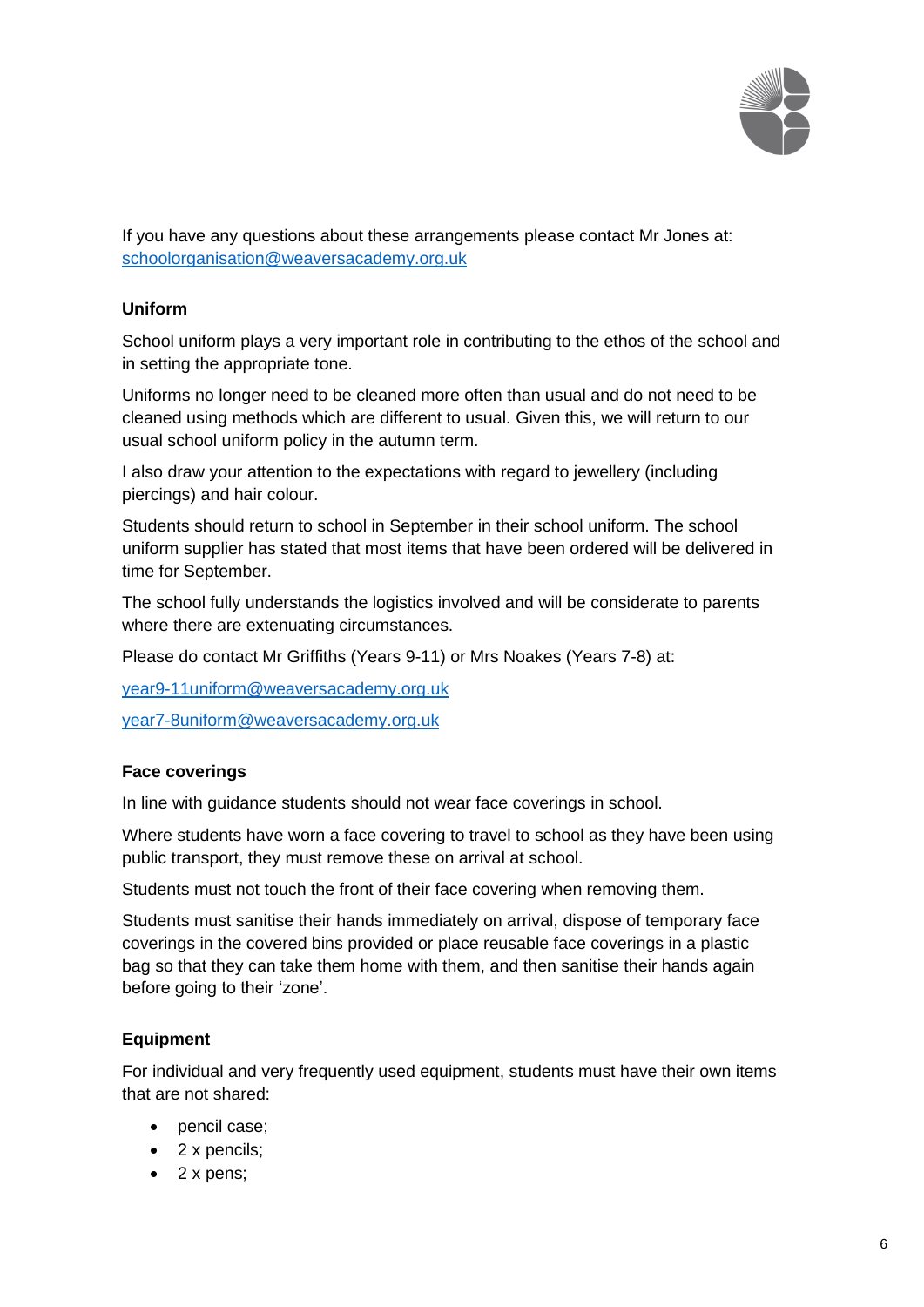If you have any questions about these arrangements please contact Mr Jones at: schoolorganisation@weaversacademy.org.uk

**Uniform**

School uniform plays a very important role in contributing to the ethos of the school and in setting the appropriate tone.

Uniforms no longer need to be cleaned more often than usual and do not need to be cleaned using methods which are different to usual. Given this, we will return to our usual school uniform policy in the autumn term.

I also draw your attention to the expectations with regard to jewellery (including piercings) and hair colour.

Students should return to school in September in their school uniform. The school uniform supplier has stated that most items that have been ordered will be delivered in time for September.

The school fully understands the logistics involved and will be considerate to parents where there are extenuating circumstances.

Please do contact Mr Griffiths (Years 9-11) or Mrs Noakes (Years 7-8) at:

year9-11uniform@weaversacademy.org.uk

year7-8uniform@weaversacademy.org.uk

**Face coverings**

In line with guidance students should not wear face coverings in school.

Where students have worn a face covering to travel to school as they have been using public transport, they must remove these on arrival at school.

Students must not touch the front of their face covering when removing them.

Students must sanitise their hands immediately on arrival, dispose of temporary face coverings in the covered bins provided or place reusable face coverings in a plastic bag so that they can take them home with them, and then sanitise their hands again before going to their 'zone'.

**Equipment**

For individual and very frequently used equipment, students must have their own items that are not shared:

- pencil case;
- 2 x pencils;
- 2 x pens;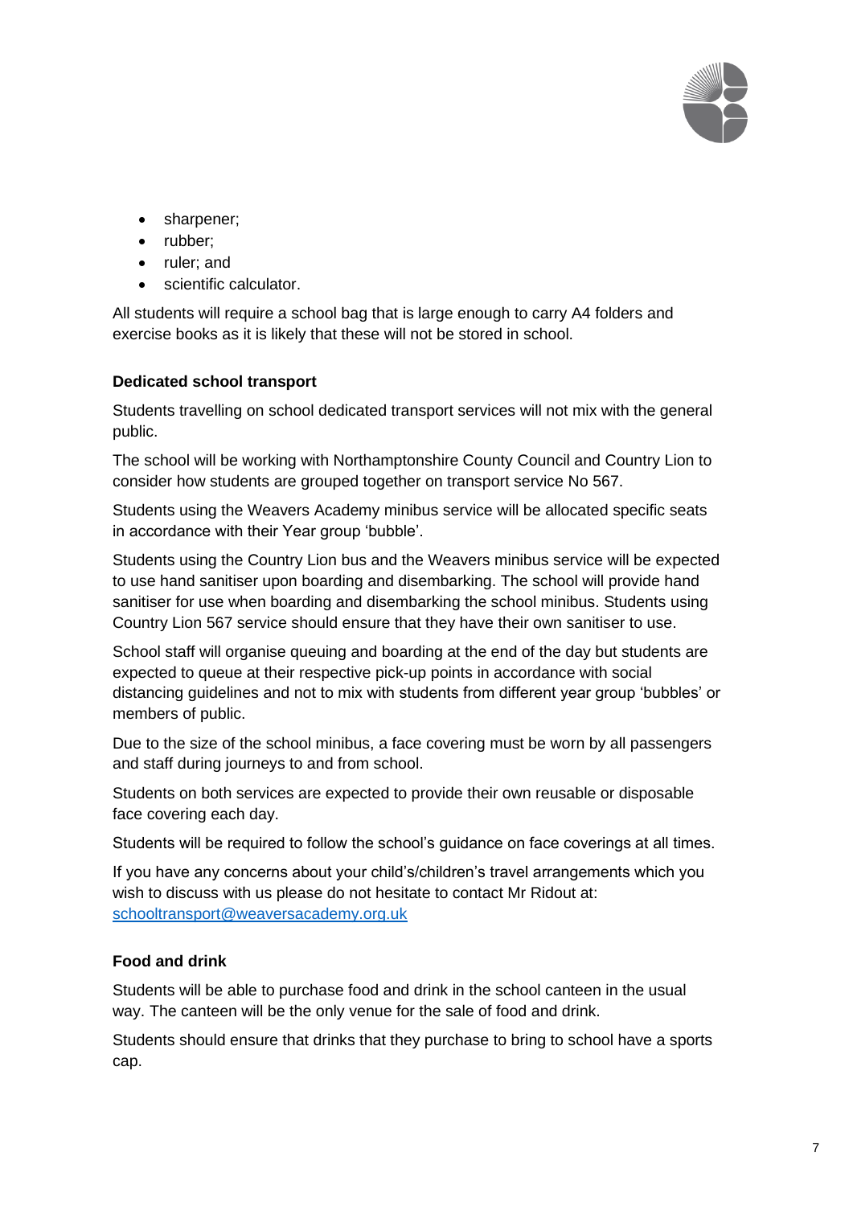- sharpener;
- rubber;
- ruler; and
- scientific calculator.

All students will require a school bag that is large enough to carry A4 folders and exercise books as it is likely that these will not be stored in school.

**Dedicated school transport**

Students travelling on school dedicated transport services will not mix with the general public.

The school will be working with Northamptonshire County Council and Country Lion to consider how students are grouped together on transport service No 567.

Students using the Weavers Academy minibus service will be allocated specific seats in accordance with their Year group 'bubble'.

Students using the Country Lion bus and the Weavers minibus service will be expected to use hand sanitiser upon boarding and disembarking. The school will provide hand sanitiser for use when boarding and disembarking the school minibus. Students using Country Lion 567 service should ensure that they have their own sanitiser to use.

School staff will organise queuing and boarding at the end of the day but students are expected to queue at their respective pick-up points in accordance with social distancing guidelines and not to mix with students from different year group 'bubbles' or members of public.

Due to the size of the school minibus, a face covering must be worn by all passengers and staff during journeys to and from school.

Students on both services are expected to provide their own reusable or disposable face covering each day.

Students will be required to follow the school's guidance on face coverings at all times.

If you have any concerns about your child's/children's travel arrangements which you wish to discuss with us please do not hesitate to contact Mr Ridout at: schooltransport@weaversacademy.org.uk

**Food and drink**

Students will be able to purchase food and drink in the school canteen in the usual way. The canteen will be the only venue for the sale of food and drink.

Students should ensure that drinks that they purchase to bring to school have a sports cap.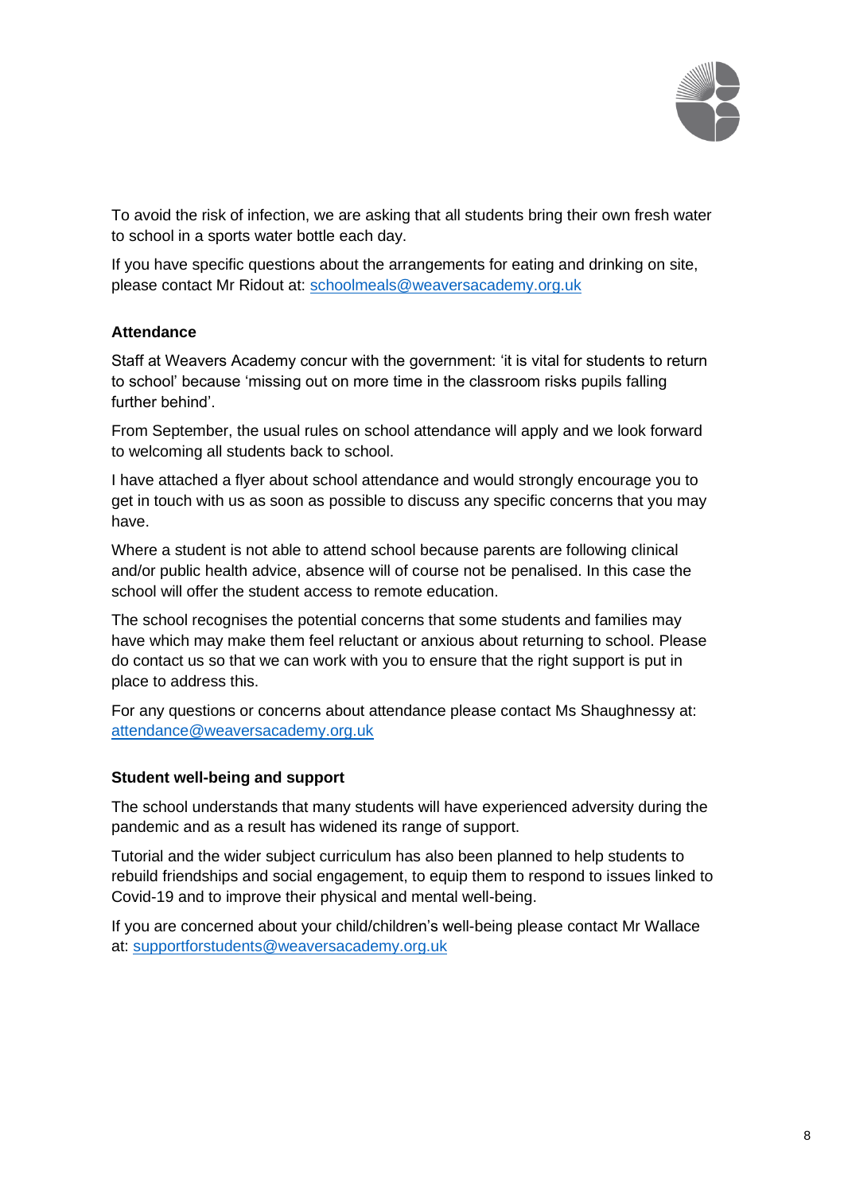To avoid the risk of infection, we are asking that all students bring their own fresh water to school in a sports water bottle each day.

If you have specific questions about the arrangements for eating and drinking on site, please contact Mr Ridout at: schoolmeals@weaversacademy.org.uk

**Attendance**

Staff at Weavers Academy concur with the government: 'it is vital for students to return to school' because 'missing out on more time in the classroom risks pupils falling further behind'.

From September, the usual rules on school attendance will apply and we look forward to welcoming all students back to school.

I have attached a flyer about school attendance and would strongly encourage you to get in touch with us as soon as possible to discuss any specific concerns that you may have.

Where a student is not able to attend school because parents are following clinical and/or public health advice, absence will of course not be penalised. In this case the school will offer the student access to remote education.

The school recognises the potential concerns that some students and families may have which may make them feel reluctant or anxious about returning to school. Please do contact us so that we can work with you to ensure that the right support is put in place to address this.

For any questions or concerns about attendance please contact Ms Shaughnessy at: attendance@weaversacademy.org.uk

**Student well-being and support**

The school understands that many students will have experienced adversity during the pandemic and as a result has widened its range of support.

Tutorial and the wider subject curriculum has also been planned to help students to rebuild friendships and social engagement, to equip them to respond to issues linked to Covid-19 and to improve their physical and mental well-being.

If you are concerned about your child/children's well-being please contact Mr Wallace at: supportforstudents@weaversacademy.org.uk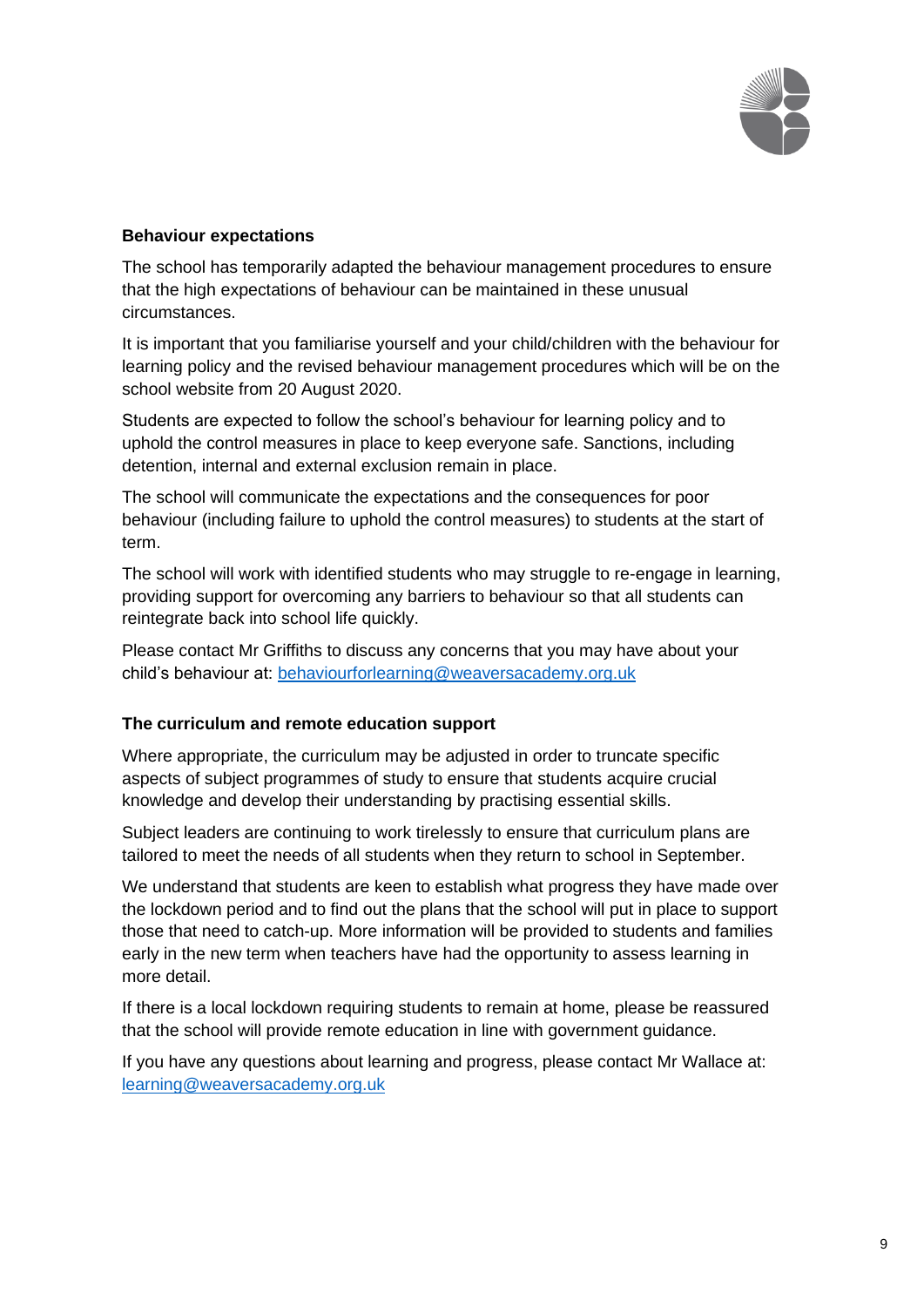**Behaviour expectations**

The school has temporarily adapted the behaviour management procedures to ensure that the high expectations of behaviour can be maintained in these unusual circumstances.

It is important that you familiarise yourself and your child/children with the behaviour for learning policy and the revised behaviour management procedures which will be on the school website from 20 August 2020.

Students are expected to follow the school's behaviour for learning policy and to uphold the control measures in place to keep everyone safe. Sanctions, including detention, internal and external exclusion remain in place.

The school will communicate the expectations and the consequences for poor behaviour (including failure to uphold the control measures) to students at the start of term.

The school will work with identified students who may struggle to re-engage in learning, providing support for overcoming any barriers to behaviour so that all students can reintegrate back into school life quickly.

Please contact Mr Griffiths to discuss any concerns that you may have about your child's behaviour at: behaviourforlearning@weaversacademy.org.uk

**The curriculum and remote education support**

Where appropriate, the curriculum may be adjusted in order to truncate specific aspects of subject programmes of study to ensure that students acquire crucial knowledge and develop their understanding by practising essential skills.

Subject leaders are continuing to work tirelessly to ensure that curriculum plans are tailored to meet the needs of all students when they return to school in September.

We understand that students are keen to establish what progress they have made over the lockdown period and to find out the plans that the school will put in place to support those that need to catch-up. More information will be provided to students and families early in the new term when teachers have had the opportunity to assess learning in more detail.

If there is a local lockdown requiring students to remain at home, please be reassured that the school will provide remote education in line with government guidance.

If you have any questions about learning and progress, please contact Mr Wallace at: learning@weaversacademy.org.uk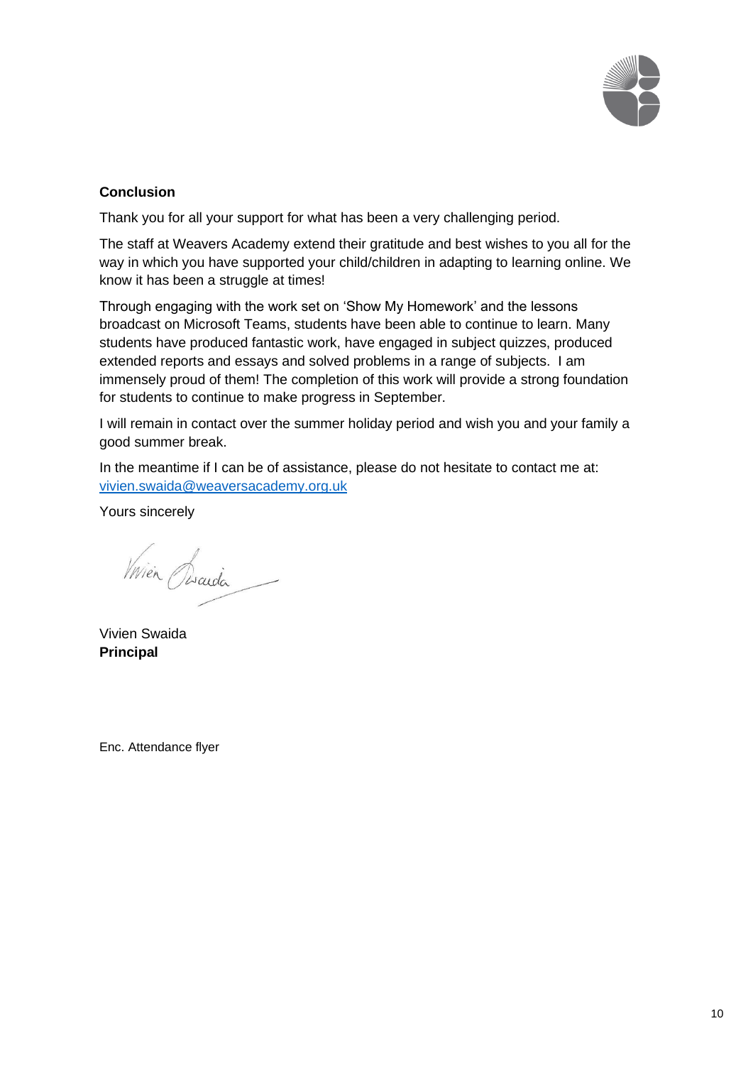**Conclusion**

Thank you for all your support for what has been a very challenging period.

The staff at Weavers Academy extend their gratitude and best wishes to you all for the way in which you have supported your child/children in adapting to learning online. We know it has been a struggle at times!

Through engaging with the work set on 'Show My Homework' and the lessons broadcast on Microsoft Teams, students have been able to continue to learn. Many students have produced fantastic work, have engaged in subject quizzes, produced extended reports and essays and solved problems in a range of subjects. I am immensely proud of them! The completion of this work will provide a strong foundation for students to continue to make progress in September.

I will remain in contact over the summer holiday period and wish you and your family a good summer break.

In the meantime if I can be of assistance, please do not hesitate to contact me at: vivien.swaida@weaversacademy.org.uk

Yours sincerely

Vivien Swaida

Vivien Swaida
**Principal**

Enc. Attendance flyer